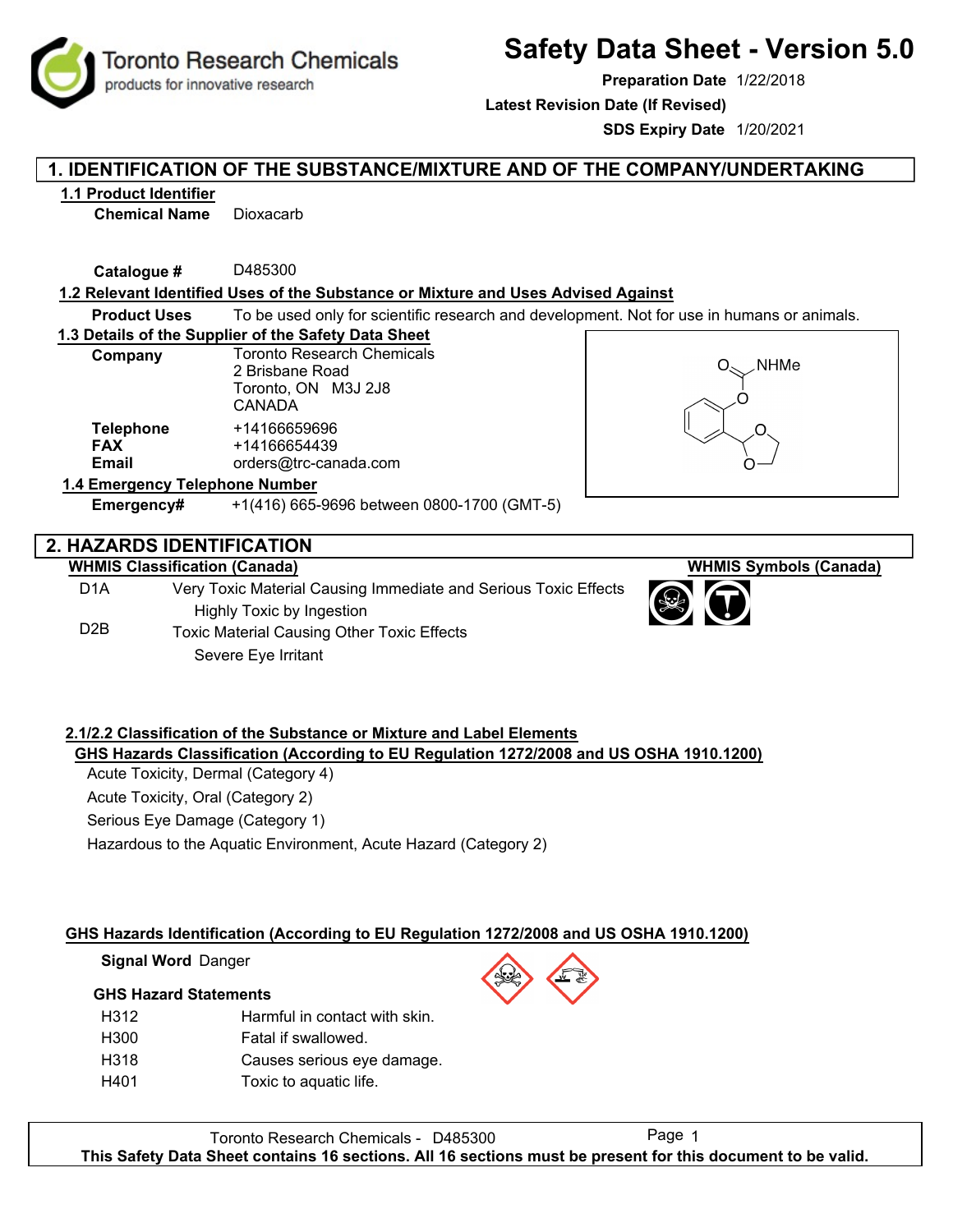# Safety Data Sheet - Version 5.0

**Preparation Date** 1/22/2018

**Latest Revision Date (If Revised)**

**SDS Expiry Date** 1/20/2021

## 1. IDENTIFICATION OF THE SUBSTANCE/MIXTURE AND OF THE COMPANY/UNDERTAKING

### 1.1 Product Identifier

**Chemical Name** Dioxacarb

**Catalogue #** D485300

### 1.2 Relevant Identified Uses of the Substance or Mixture and Uses Advised Against

**Product Uses** To be used only for scientific research and development. Not for use in humans or animals.

### 1.3 Details of the Supplier of the Safety Data Sheet

**Company** Toronto Research Chemicals
2 Brisbane Road
Toronto, ON M3J 2J8
CANADA

**Telephone** +14166659696
**FAX** +14166654439
**Email** orders@trc-canada.com

### 1.4 Emergency Telephone Number

**Emergency#** +1(416) 665-9696 between 0800-1700 (GMT-5)

## 2. HAZARDS IDENTIFICATION

### WHMIS Classification (Canada)

| | |
|---|---|
| D1A | Very Toxic Material Causing Immediate and Serious Toxic Effects<br>Highly Toxic by Ingestion |
| D2B | Toxic Material Causing Other Toxic Effects<br>Severe Eye Irritant |

### 2.1/2.2 Classification of the Substance or Mixture and Label Elements

#### GHS Hazards Classification (According to EU Regulation 1272/2008 and US OSHA 1910.1200)

Acute Toxicity, Dermal (Category 4)

Acute Toxicity, Oral (Category 2)

Serious Eye Damage (Category 1)

Hazardous to the Aquatic Environment, Acute Hazard (Category 2)

#### GHS Hazards Identification (According to EU Regulation 1272/2008 and US OSHA 1910.1200)

**Signal Word** Danger

**GHS Hazard Statements**

| | |
|---|---|
| H312 | Harmful in contact with skin. |
| H300 | Fatal if swallowed. |
| H318 | Causes serious eye damage. |
| H401 | Toxic to aquatic life. |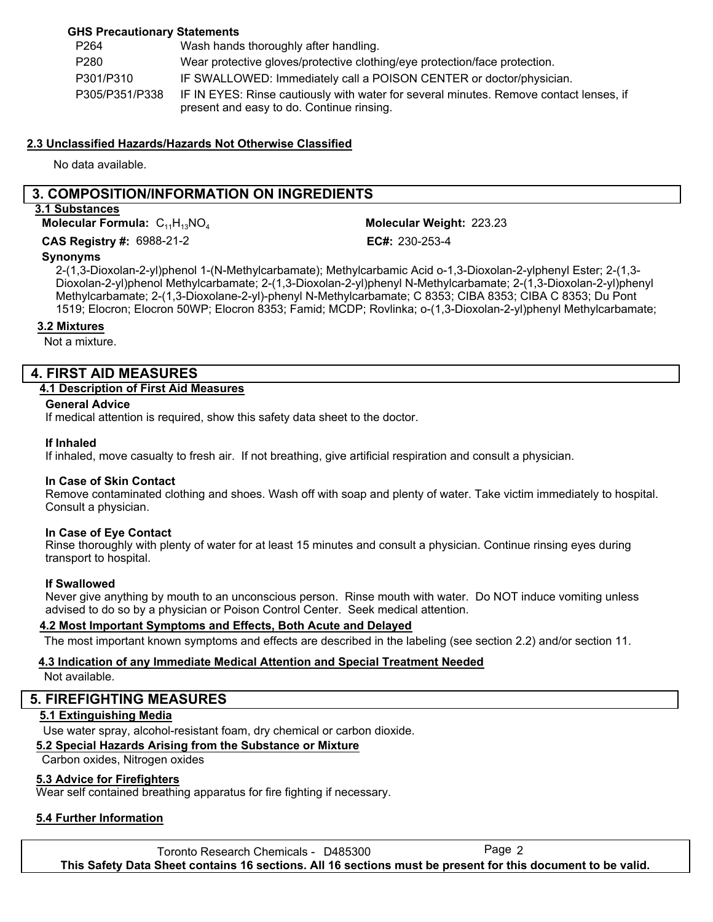**GHS Precautionary Statements**

| | |
|---|---|
| P264 | Wash hands thoroughly after handling. |
| P280 | Wear protective gloves/protective clothing/eye protection/face protection. |
| P301/P310 | IF SWALLOWED: Immediately call a POISON CENTER or doctor/physician. |
| P305/P351/P338 | IF IN EYES: Rinse cautiously with water for several minutes. Remove contact lenses, if present and easy to do. Continue rinsing. |

### 2.3 Unclassified Hazards/Hazards Not Otherwise Classified

No data available.

## 3. COMPOSITION/INFORMATION ON INGREDIENTS

### 3.1 Substances

**Molecular Formula:** $C_{11}H_{13}NO_4$

**Molecular Weight:** 223.23

**CAS Registry #:** 6988-21-2

**EC#:** 230-253-4

**Synonyms**

2-(1,3-Dioxolan-2-yl)phenol 1-(N-Methylcarbamate); Methylcarbamic Acid o-1,3-Dioxolan-2-ylphenyl Ester; 2-(1,3-Dioxolan-2-yl)phenol Methylcarbamate; 2-(1,3-Dioxolan-2-yl)phenyl N-Methylcarbamate; 2-(1,3-Dioxolan-2-yl)phenyl Methylcarbamate; 2-(1,3-Dioxolane-2-yl)-phenyl N-Methylcarbamate; C 8353; CIBA 8353; CIBA C 8353; Du Pont 1519; Elocron; Elocron 50WP; Elocron 8353; Famid; MCDP; Rovlinka; o-(1,3-Dioxolan-2-yl)phenyl Methylcarbamate;

### 3.2 Mixtures

Not a mixture.

## 4. FIRST AID MEASURES

### 4.1 Description of First Aid Measures

**General Advice**

If medical attention is required, show this safety data sheet to the doctor.

**If Inhaled**

If inhaled, move casualty to fresh air. If not breathing, give artificial respiration and consult a physician.

**In Case of Skin Contact**

Remove contaminated clothing and shoes. Wash off with soap and plenty of water. Take victim immediately to hospital. Consult a physician.

**In Case of Eye Contact**

Rinse thoroughly with plenty of water for at least 15 minutes and consult a physician. Continue rinsing eyes during transport to hospital.

**If Swallowed**

Never give anything by mouth to an unconscious person. Rinse mouth with water. Do NOT induce vomiting unless advised to do so by a physician or Poison Control Center. Seek medical attention.

### 4.2 Most Important Symptoms and Effects, Both Acute and Delayed

The most important known symptoms and effects are described in the labeling (see section 2.2) and/or section 11.

### 4.3 Indication of any Immediate Medical Attention and Special Treatment Needed

Not available.

## 5. FIREFIGHTING MEASURES

### 5.1 Extinguishing Media

Use water spray, alcohol-resistant foam, dry chemical or carbon dioxide.

### 5.2 Special Hazards Arising from the Substance or Mixture

Carbon oxides, Nitrogen oxides

### 5.3 Advice for Firefighters

Wear self contained breathing apparatus for fire fighting if necessary.

### 5.4 Further Information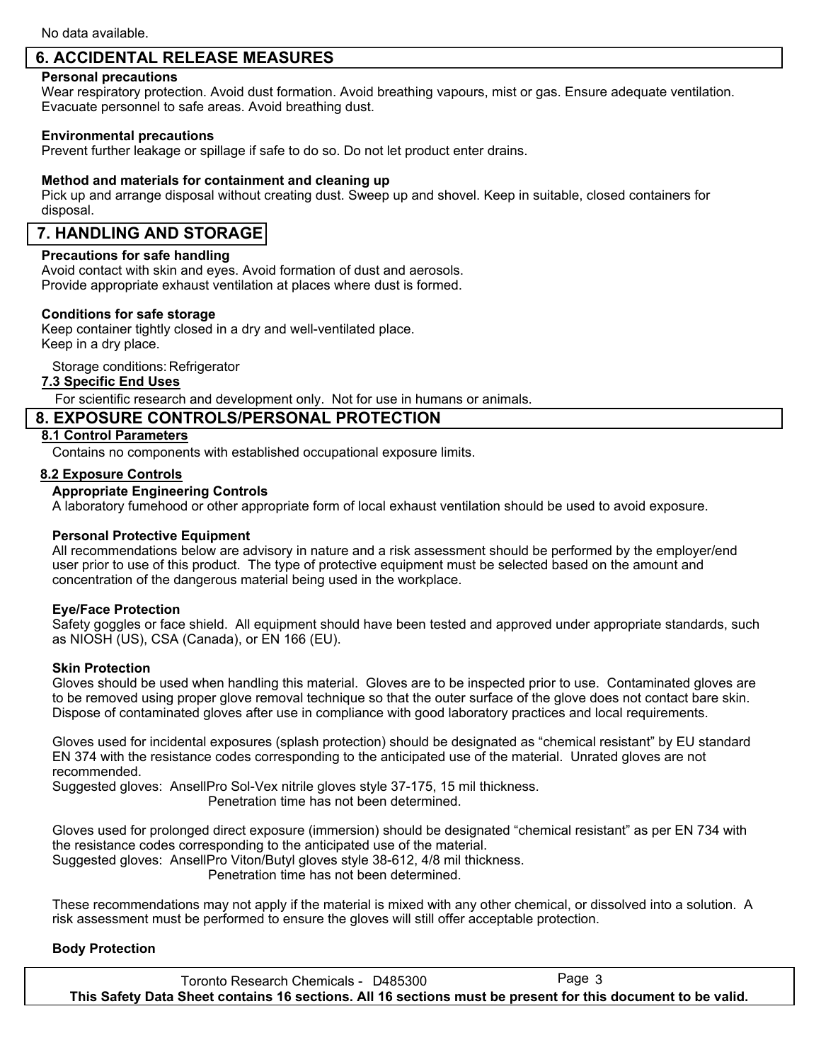No data available.

## 6. ACCIDENTAL RELEASE MEASURES

**Personal precautions**

Wear respiratory protection. Avoid dust formation. Avoid breathing vapours, mist or gas. Ensure adequate ventilation. Evacuate personnel to safe areas. Avoid breathing dust.

**Environmental precautions**

Prevent further leakage or spillage if safe to do so. Do not let product enter drains.

**Method and materials for containment and cleaning up**

Pick up and arrange disposal without creating dust. Sweep up and shovel. Keep in suitable, closed containers for disposal.

## 7. HANDLING AND STORAGE

**Precautions for safe handling**

Avoid contact with skin and eyes. Avoid formation of dust and aerosols.
Provide appropriate exhaust ventilation at places where dust is formed.

**Conditions for safe storage**

Keep container tightly closed in a dry and well-ventilated place.
Keep in a dry place.

Storage conditions: Refrigerator

### 7.3 Specific End Uses

For scientific research and development only. Not for use in humans or animals.

## 8. EXPOSURE CONTROLS/PERSONAL PROTECTION

### 8.1 Control Parameters

Contains no components with established occupational exposure limits.

### 8.2 Exposure Controls

**Appropriate Engineering Controls**

A laboratory fumehood or other appropriate form of local exhaust ventilation should be used to avoid exposure.

**Personal Protective Equipment**

All recommendations below are advisory in nature and a risk assessment should be performed by the employer/end user prior to use of this product. The type of protective equipment must be selected based on the amount and concentration of the dangerous material being used in the workplace.

**Eye/Face Protection**

Safety goggles or face shield. All equipment should have been tested and approved under appropriate standards, such as NIOSH (US), CSA (Canada), or EN 166 (EU).

**Skin Protection**

Gloves should be used when handling this material. Gloves are to be inspected prior to use. Contaminated gloves are to be removed using proper glove removal technique so that the outer surface of the glove does not contact bare skin. Dispose of contaminated gloves after use in compliance with good laboratory practices and local requirements.

Gloves used for incidental exposures (splash protection) should be designated as “chemical resistant” by EU standard EN 374 with the resistance codes corresponding to the anticipated use of the material. Unrated gloves are not recommended.
Suggested gloves: AnsellPro Sol-Vex nitrile gloves style 37-175, 15 mil thickness.
Penetration time has not been determined.

Gloves used for prolonged direct exposure (immersion) should be designated “chemical resistant” as per EN 734 with the resistance codes corresponding to the anticipated use of the material.
Suggested gloves: AnsellPro Viton/Butyl gloves style 38-612, 4/8 mil thickness.
Penetration time has not been determined.

These recommendations may not apply if the material is mixed with any other chemical, or dissolved into a solution. A risk assessment must be performed to ensure the gloves will still offer acceptable protection.

**Body Protection**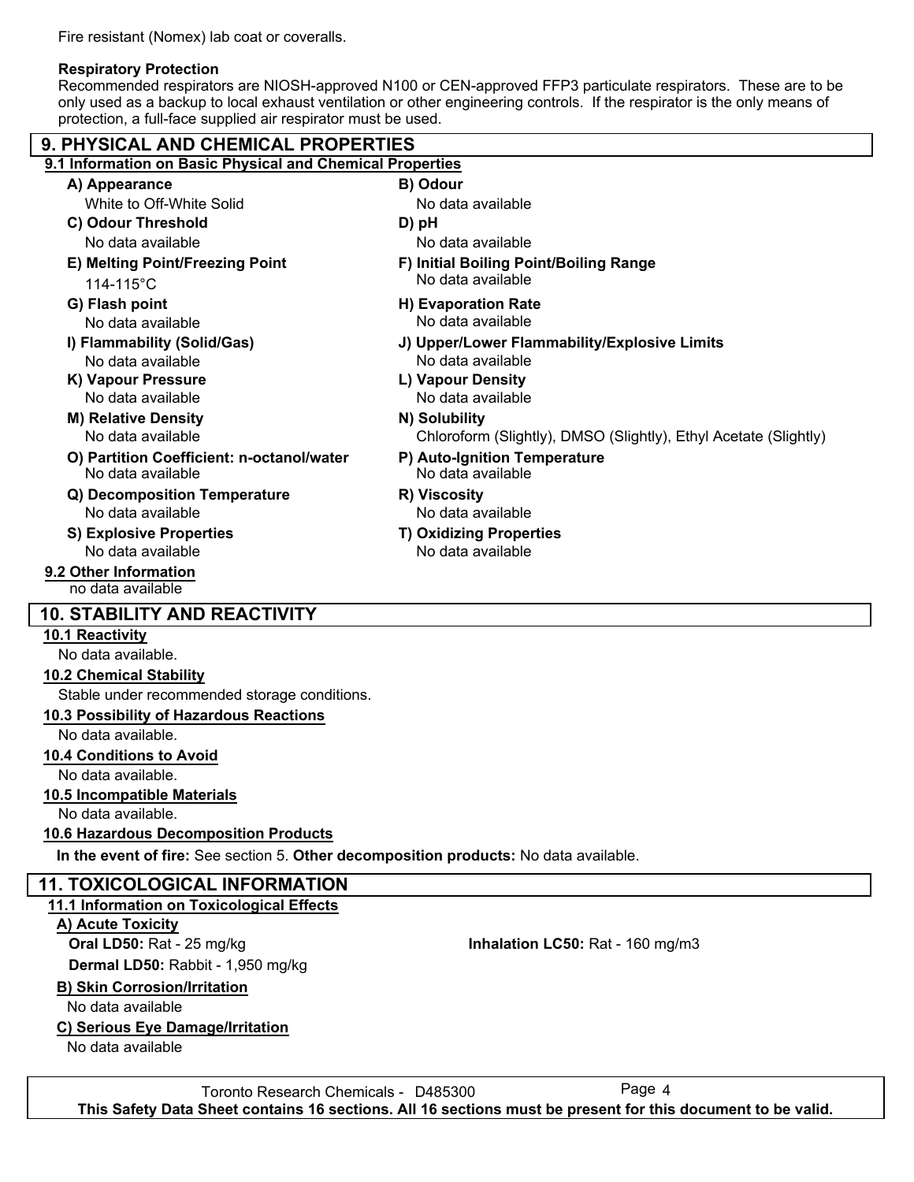Fire resistant (Nomex) lab coat or coveralls.

**Respiratory Protection**

Recommended respirators are NIOSH-approved N100 or CEN-approved FFP3 particulate respirators. These are to be only used as a backup to local exhaust ventilation or other engineering controls. If the respirator is the only means of protection, a full-face supplied air respirator must be used.

## 9. PHYSICAL AND CHEMICAL PROPERTIES

### 9.1 Information on Basic Physical and Chemical Properties

**A) Appearance**
White to Off-White Solid

**B) Odour**
No data available

**C) Odour Threshold**
No data available

**D) pH**
No data available

**E) Melting Point/Freezing Point**
114-115°C

**F) Initial Boiling Point/Boiling Range**
No data available

**G) Flash point**
No data available

**H) Evaporation Rate**
No data available

**I) Flammability (Solid/Gas)**
No data available

**J) Upper/Lower Flammability/Explosive Limits**
No data available

**K) Vapour Pressure**
No data available

**L) Vapour Density**
No data available

**M) Relative Density**
No data available

**N) Solubility**
Chloroform (Slightly), DMSO (Slightly), Ethyl Acetate (Slightly)

**O) Partition Coefficient: n-octanol/water**
No data available

**P) Auto-Ignition Temperature**
No data available

**Q) Decomposition Temperature**
No data available

**R) Viscosity**
No data available

**S) Explosive Properties**
No data available

**T) Oxidizing Properties**
No data available

### 9.2 Other Information

no data available

## 10. STABILITY AND REACTIVITY

### 10.1 Reactivity

No data available.

### 10.2 Chemical Stability

Stable under recommended storage conditions.

### 10.3 Possibility of Hazardous Reactions

No data available.

### 10.4 Conditions to Avoid

No data available.

### 10.5 Incompatible Materials

No data available.

### 10.6 Hazardous Decomposition Products

**In the event of fire:** See section 5. **Other decomposition products:** No data available.

## 11. TOXICOLOGICAL INFORMATION

### 11.1 Information on Toxicological Effects

**A) Acute Toxicity**

**Oral LD50:** Rat - 25 mg/kg

**Inhalation LC50:** Rat - 160 mg/m3

**Dermal LD50:** Rabbit - 1,950 mg/kg

**B) Skin Corrosion/Irritation**

No data available

**C) Serious Eye Damage/Irritation**

No data available

Toronto Research Chemicals - D485300

**This Safety Data Sheet contains 16 sections. All 16 sections must be present for this document to be valid.**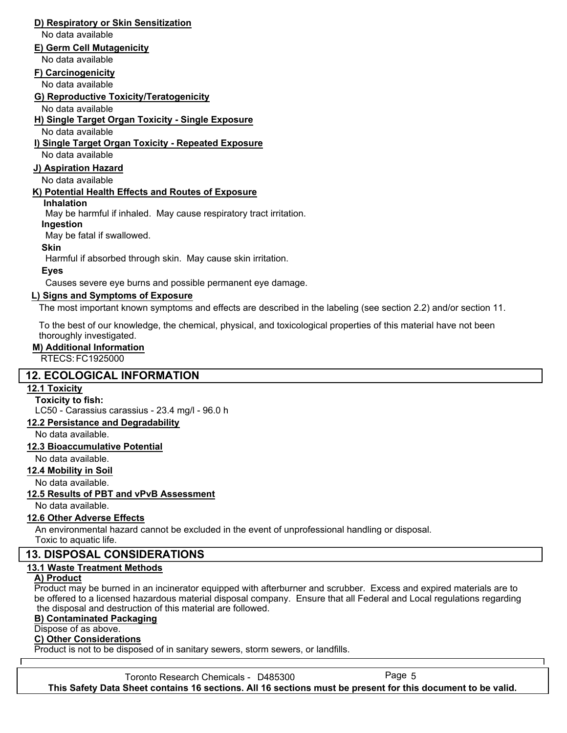**D) Respiratory or Skin Sensitization**

No data available

**E) Germ Cell Mutagenicity**

No data available

**F) Carcinogenicity**

No data available

**G) Reproductive Toxicity/Teratogenicity**

No data available

**H) Single Target Organ Toxicity - Single Exposure**

No data available

**I) Single Target Organ Toxicity - Repeated Exposure**

No data available

**J) Aspiration Hazard**

No data available

**K) Potential Health Effects and Routes of Exposure**

**Inhalation**

May be harmful if inhaled. May cause respiratory tract irritation.

**Ingestion**

May be fatal if swallowed.

**Skin**

Harmful if absorbed through skin. May cause skin irritation.

**Eyes**

Causes severe eye burns and possible permanent eye damage.

**L) Signs and Symptoms of Exposure**

The most important known symptoms and effects are described in the labeling (see section 2.2) and/or section 11.

To the best of our knowledge, the chemical, physical, and toxicological properties of this material have not been thoroughly investigated.

**M) Additional Information**

RTECS: FC1925000

## 12. ECOLOGICAL INFORMATION

**12.1 Toxicity**

**Toxicity to fish:**

LC50 - Carassius carassius - 23.4 mg/l - 96.0 h

**12.2 Persistance and Degradability**

No data available.

**12.3 Bioaccumulative Potential**

No data available.

**12.4 Mobility in Soil**

No data available.

**12.5 Results of PBT and vPvB Assessment**

No data available.

**12.6 Other Adverse Effects**

An environmental hazard cannot be excluded in the event of unprofessional handling or disposal.
Toxic to aquatic life.

## 13. DISPOSAL CONSIDERATIONS

**13.1 Waste Treatment Methods**

**A) Product**

Product may be burned in an incinerator equipped with afterburner and scrubber. Excess and expired materials are to be offered to a licensed hazardous material disposal company. Ensure that all Federal and Local regulations regarding the disposal and destruction of this material are followed.

**B) Contaminated Packaging**

Dispose of as above.

**C) Other Considerations**

Product is not to be disposed of in sanitary sewers, storm sewers, or landfills.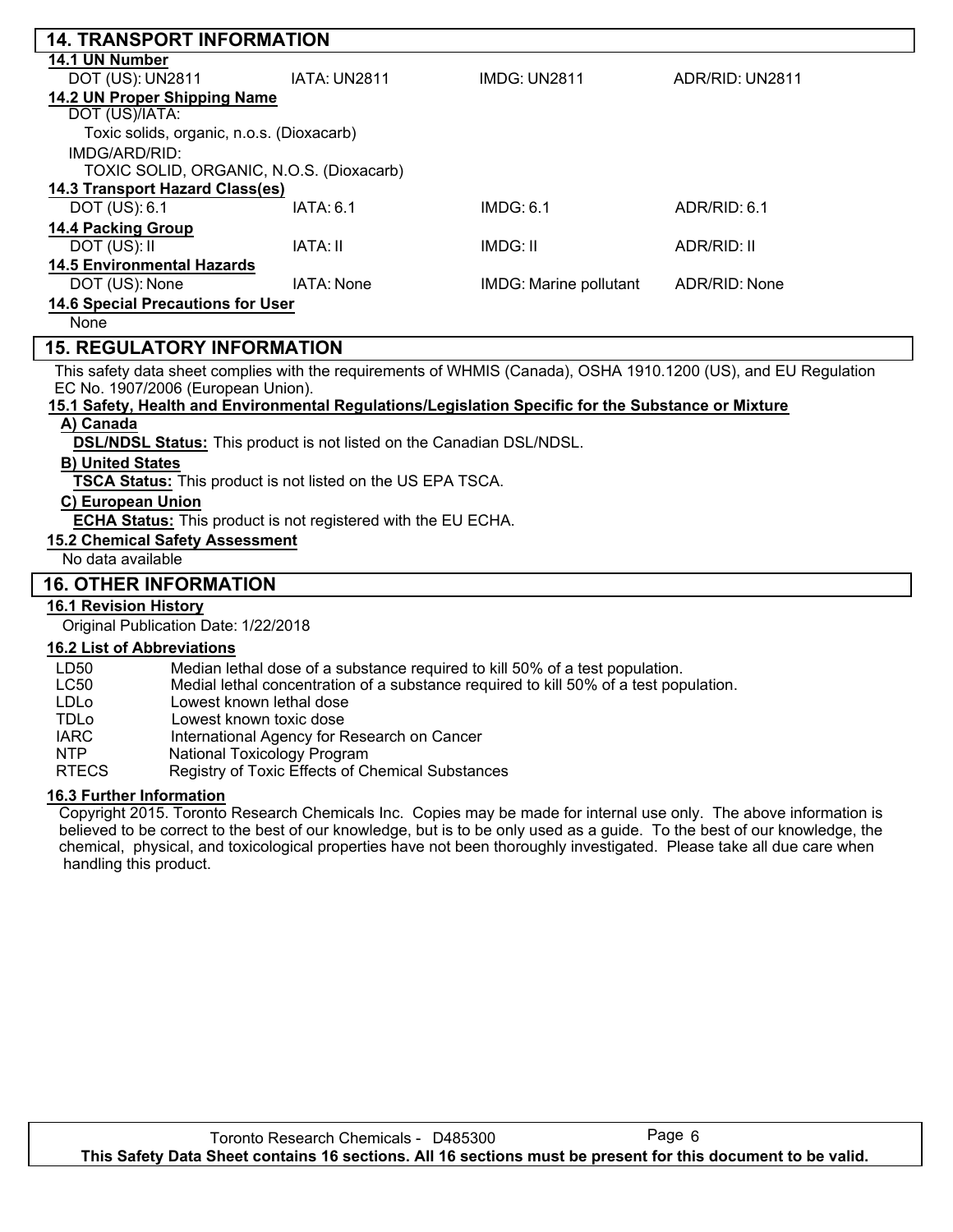## 14. TRANSPORT INFORMATION

### 14.1 UN Number

| | | | |
|---|---|---|---|
| DOT (US): UN2811 | IATA: UN2811 | IMDG: UN2811 | ADR/RID: UN2811 |

### 14.2 UN Proper Shipping Name

DOT (US)/IATA:

Toxic solids, organic, n.o.s. (Dioxacarb)

IMDG/ARD/RID:

TOXIC SOLID, ORGANIC, N.O.S. (Dioxacarb)

### 14.3 Transport Hazard Class(es)

| | | | |
|---|---|---|---|
| DOT (US): 6.1 | IATA: 6.1 | IMDG: 6.1 | ADR/RID: 6.1 |

### 14.4 Packing Group

| | | | |
|---|---|---|---|
| DOT (US): II | IATA: II | IMDG: II | ADR/RID: II |

### 14.5 Environmental Hazards

| | | | |
|---|---|---|---|
| DOT (US): None | IATA: None | IMDG: Marine pollutant | ADR/RID: None |

### 14.6 Special Precautions for User

None

## 15. REGULATORY INFORMATION

This safety data sheet complies with the requirements of WHMIS (Canada), OSHA 1910.1200 (US), and EU Regulation EC No. 1907/2006 (European Union).

### 15.1 Safety, Health and Environmental Regulations/Legislation Specific for the Substance or Mixture

**A) Canada**

**DSL/NDSL Status:** This product is not listed on the Canadian DSL/NDSL.

**B) United States**

**TSCA Status:** This product is not listed on the US EPA TSCA.

**C) European Union**

**ECHA Status:** This product is not registered with the EU ECHA.

### 15.2 Chemical Safety Assessment

No data available

## 16. OTHER INFORMATION

### 16.1 Revision History

Original Publication Date: 1/22/2018

### 16.2 List of Abbreviations

| | |
|---|---|
| LD50 | Median lethal dose of a substance required to kill 50% of a test population. |
| LC50 | Medial lethal concentration of a substance required to kill 50% of a test population. |
| LDLo | Lowest known lethal dose |
| TDLo | Lowest known toxic dose |
| IARC | International Agency for Research on Cancer |
| NTP | National Toxicology Program |
| RTECS | Registry of Toxic Effects of Chemical Substances |

### 16.3 Further Information

Copyright 2015. Toronto Research Chemicals Inc. Copies may be made for internal use only. The above information is believed to be correct to the best of our knowledge, but is to be only used as a guide. To the best of our knowledge, the chemical, physical, and toxicological properties have not been thoroughly investigated. Please take all due care when handling this product.

Toronto Research Chemicals - D485300

**This Safety Data Sheet contains 16 sections. All 16 sections must be present for this document to be valid.**